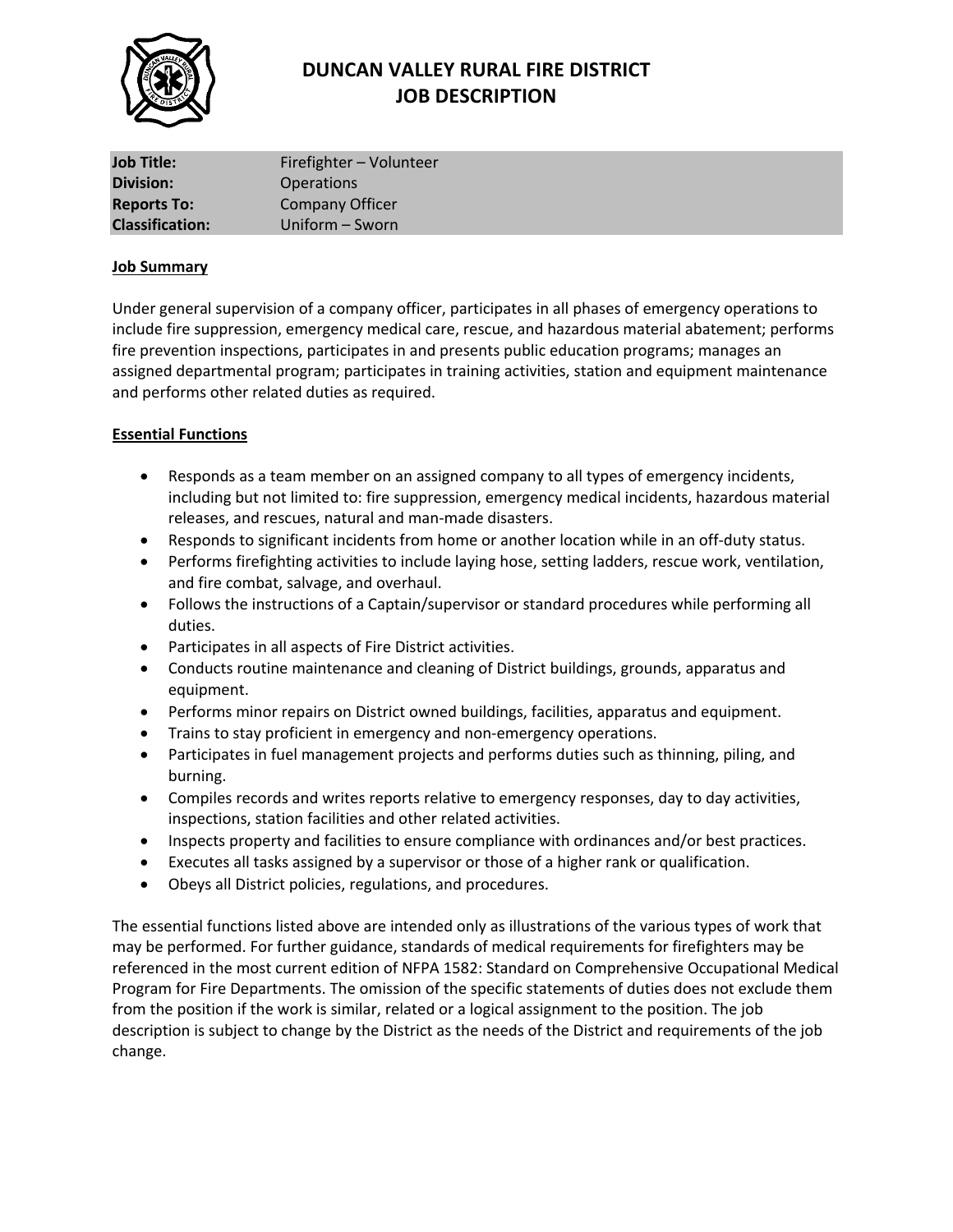# DUNCAN VALLEY RURAL FIRE DISTRICT
# JOB DESCRIPTION

| **Job Title:** | Firefighter – Volunteer |
|---|---|
| **Division:** | Operations |
| **Reports To:** | Company Officer |
| **Classification:** | Uniform – Sworn |

## Job Summary

Under general supervision of a company officer, participates in all phases of emergency operations to include fire suppression, emergency medical care, rescue, and hazardous material abatement; performs fire prevention inspections, participates in and presents public education programs; manages an assigned departmental program; participates in training activities, station and equipment maintenance and performs other related duties as required.

## Essential Functions

- Responds as a team member on an assigned company to all types of emergency incidents, including but not limited to: fire suppression, emergency medical incidents, hazardous material releases, and rescues, natural and man-made disasters.
- Responds to significant incidents from home or another location while in an off-duty status.
- Performs firefighting activities to include laying hose, setting ladders, rescue work, ventilation, and fire combat, salvage, and overhaul.
- Follows the instructions of a Captain/supervisor or standard procedures while performing all duties.
- Participates in all aspects of Fire District activities.
- Conducts routine maintenance and cleaning of District buildings, grounds, apparatus and equipment.
- Performs minor repairs on District owned buildings, facilities, apparatus and equipment.
- Trains to stay proficient in emergency and non-emergency operations.
- Participates in fuel management projects and performs duties such as thinning, piling, and burning.
- Compiles records and writes reports relative to emergency responses, day to day activities, inspections, station facilities and other related activities.
- Inspects property and facilities to ensure compliance with ordinances and/or best practices.
- Executes all tasks assigned by a supervisor or those of a higher rank or qualification.
- Obeys all District policies, regulations, and procedures.

The essential functions listed above are intended only as illustrations of the various types of work that may be performed. For further guidance, standards of medical requirements for firefighters may be referenced in the most current edition of NFPA 1582: Standard on Comprehensive Occupational Medical Program for Fire Departments. The omission of the specific statements of duties does not exclude them from the position if the work is similar, related or a logical assignment to the position. The job description is subject to change by the District as the needs of the District and requirements of the job change.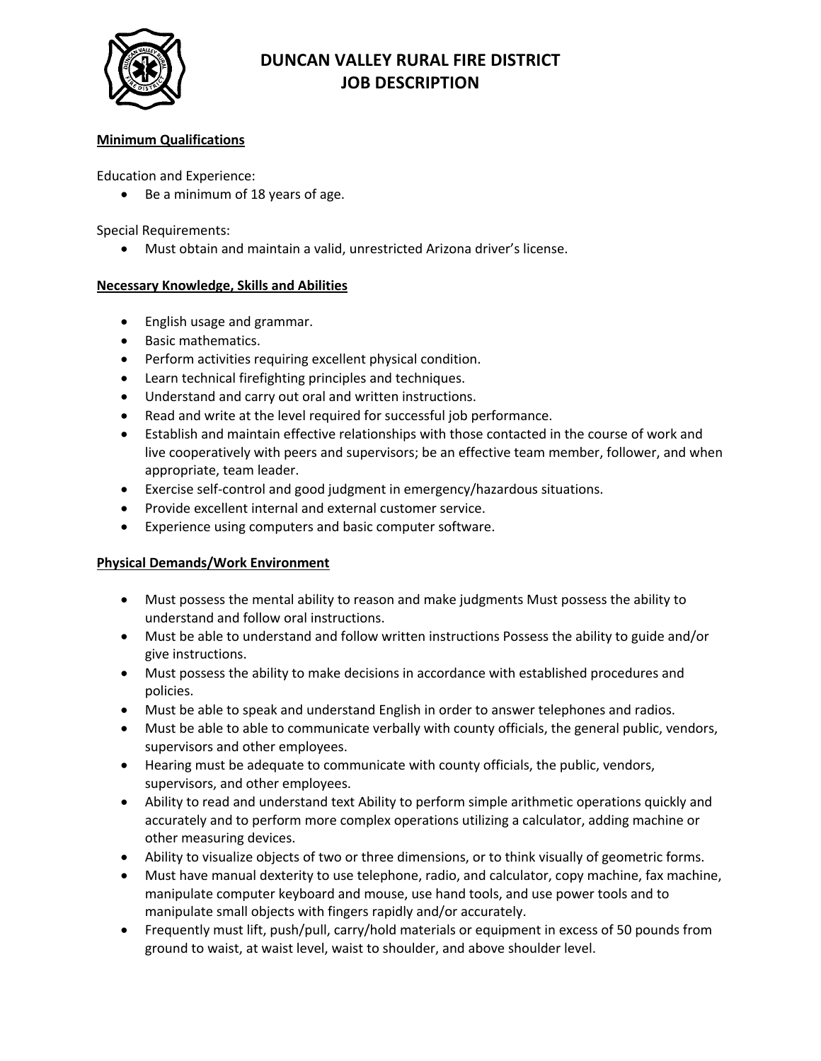# DUNCAN VALLEY RURAL FIRE DISTRICT
# JOB DESCRIPTION

**Minimum Qualifications**

Education and Experience:

- Be a minimum of 18 years of age.

Special Requirements:

- Must obtain and maintain a valid, unrestricted Arizona driver's license.

**Necessary Knowledge, Skills and Abilities**

- English usage and grammar.
- Basic mathematics.
- Perform activities requiring excellent physical condition.
- Learn technical firefighting principles and techniques.
- Understand and carry out oral and written instructions.
- Read and write at the level required for successful job performance.
- Establish and maintain effective relationships with those contacted in the course of work and live cooperatively with peers and supervisors; be an effective team member, follower, and when appropriate, team leader.
- Exercise self-control and good judgment in emergency/hazardous situations.
- Provide excellent internal and external customer service.
- Experience using computers and basic computer software.

**Physical Demands/Work Environment**

- Must possess the mental ability to reason and make judgments Must possess the ability to understand and follow oral instructions.
- Must be able to understand and follow written instructions Possess the ability to guide and/or give instructions.
- Must possess the ability to make decisions in accordance with established procedures and policies.
- Must be able to speak and understand English in order to answer telephones and radios.
- Must be able to able to communicate verbally with county officials, the general public, vendors, supervisors and other employees.
- Hearing must be adequate to communicate with county officials, the public, vendors, supervisors, and other employees.
- Ability to read and understand text Ability to perform simple arithmetic operations quickly and accurately and to perform more complex operations utilizing a calculator, adding machine or other measuring devices.
- Ability to visualize objects of two or three dimensions, or to think visually of geometric forms.
- Must have manual dexterity to use telephone, radio, and calculator, copy machine, fax machine, manipulate computer keyboard and mouse, use hand tools, and use power tools and to manipulate small objects with fingers rapidly and/or accurately.
- Frequently must lift, push/pull, carry/hold materials or equipment in excess of 50 pounds from ground to waist, at waist level, waist to shoulder, and above shoulder level.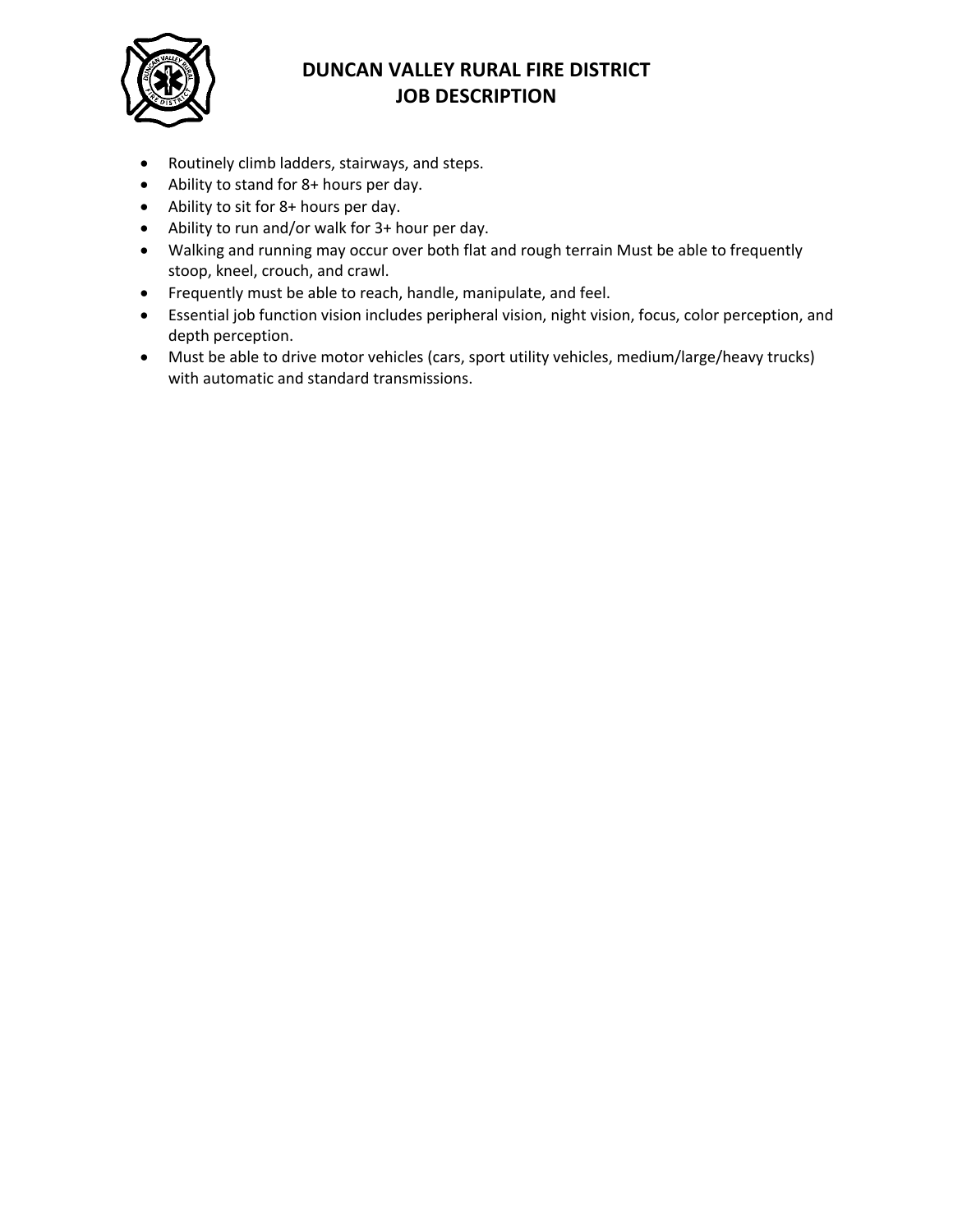# DUNCAN VALLEY RURAL FIRE DISTRICT
# JOB DESCRIPTION

- Routinely climb ladders, stairways, and steps.
- Ability to stand for 8+ hours per day.
- Ability to sit for 8+ hours per day.
- Ability to run and/or walk for 3+ hour per day.
- Walking and running may occur over both flat and rough terrain Must be able to frequently stoop, kneel, crouch, and crawl.
- Frequently must be able to reach, handle, manipulate, and feel.
- Essential job function vision includes peripheral vision, night vision, focus, color perception, and depth perception.
- Must be able to drive motor vehicles (cars, sport utility vehicles, medium/large/heavy trucks) with automatic and standard transmissions.